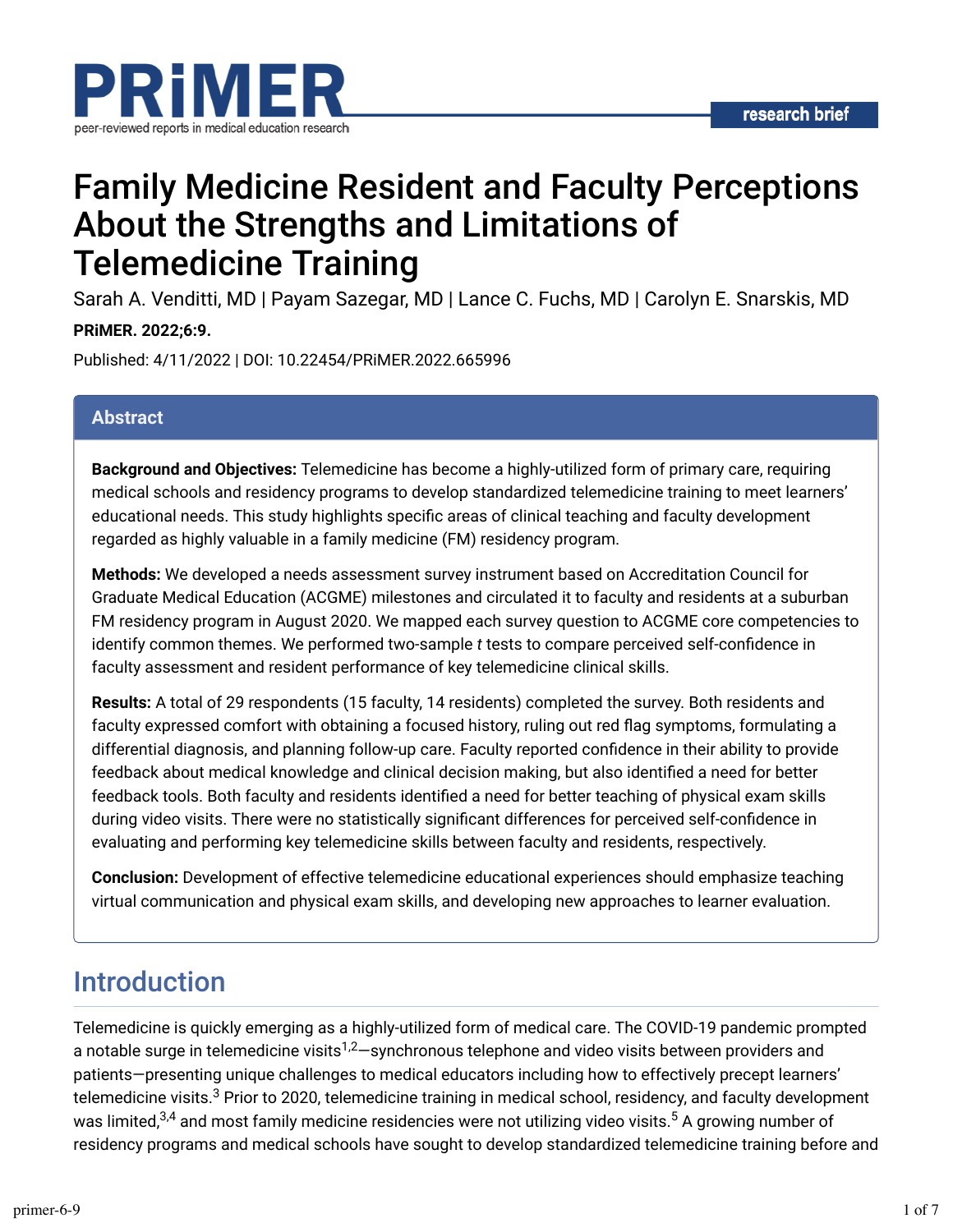research brief

# Family Medicine Resident and Faculty Perceptions About the Strengths and Limitations of Telemedicine Training

Sarah A. Venditti, MD | Payam Sazegar, MD | Lance C. Fuchs, MD | Carolyn E. Snarskis, MD

**PRiMER. 2022;6:9.**

Published: 4/11/2022 | DOI: 10.22454/PRiMER.2022.665996

## Abstract

**Background and Objectives:** Telemedicine has become a highly-utilized form of primary care, requiring medical schools and residency programs to develop standardized telemedicine training to meet learners' educational needs. This study highlights specific areas of clinical teaching and faculty development regarded as highly valuable in a family medicine (FM) residency program.

**Methods:** We developed a needs assessment survey instrument based on Accreditation Council for Graduate Medical Education (ACGME) milestones and circulated it to faculty and residents at a suburban FM residency program in August 2020. We mapped each survey question to ACGME core competencies to identify common themes. We performed two-sample *t* tests to compare perceived self-confidence in faculty assessment and resident performance of key telemedicine clinical skills.

**Results:** A total of 29 respondents (15 faculty, 14 residents) completed the survey. Both residents and faculty expressed comfort with obtaining a focused history, ruling out red flag symptoms, formulating a differential diagnosis, and planning follow-up care. Faculty reported confidence in their ability to provide feedback about medical knowledge and clinical decision making, but also identified a need for better feedback tools. Both faculty and residents identified a need for better teaching of physical exam skills during video visits. There were no statistically significant differences for perceived self-confidence in evaluating and performing key telemedicine skills between faculty and residents, respectively.

**Conclusion:** Development of effective telemedicine educational experiences should emphasize teaching virtual communication and physical exam skills, and developing new approaches to learner evaluation.

## Introduction

Telemedicine is quickly emerging as a highly-utilized form of medical care. The COVID-19 pandemic prompted a notable surge in telemedicine visits[1,2]—synchronous telephone and video visits between providers and patients—presenting unique challenges to medical educators including how to effectively precept learners' telemedicine visits.[3] Prior to 2020, telemedicine training in medical school, residency, and faculty development was limited,[3,4] and most family medicine residencies were not utilizing video visits.[5] A growing number of residency programs and medical schools have sought to develop standardized telemedicine training before and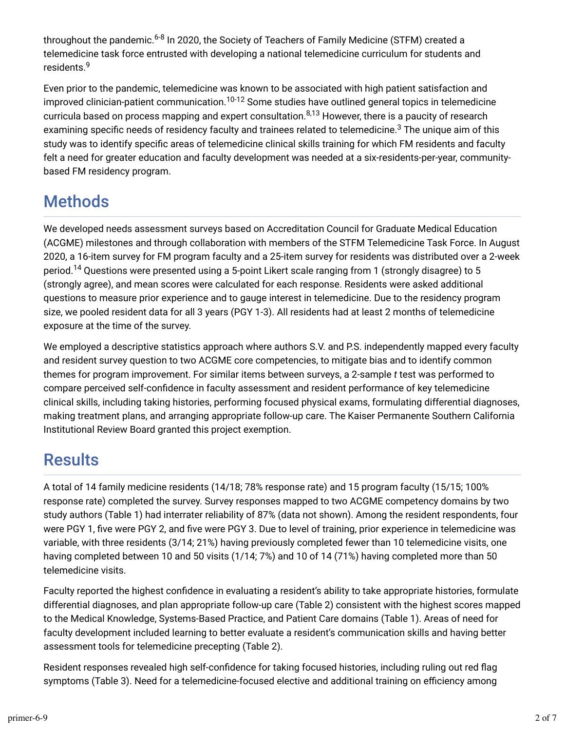throughout the pandemic.[6-8] In 2020, the Society of Teachers of Family Medicine (STFM) created a telemedicine task force entrusted with developing a national telemedicine curriculum for students and residents.[9]

Even prior to the pandemic, telemedicine was known to be associated with high patient satisfaction and improved clinician-patient communication.[10-12] Some studies have outlined general topics in telemedicine curricula based on process mapping and expert consultation.[8,13] However, there is a paucity of research examining specific needs of residency faculty and trainees related to telemedicine.[3] The unique aim of this study was to identify specific areas of telemedicine clinical skills training for which FM residents and faculty felt a need for greater education and faculty development was needed at a six-residents-per-year, community-based FM residency program.

## Methods

We developed needs assessment surveys based on Accreditation Council for Graduate Medical Education (ACGME) milestones and through collaboration with members of the STFM Telemedicine Task Force. In August 2020, a 16-item survey for FM program faculty and a 25-item survey for residents was distributed over a 2-week period.[14] Questions were presented using a 5-point Likert scale ranging from 1 (strongly disagree) to 5 (strongly agree), and mean scores were calculated for each response. Residents were asked additional questions to measure prior experience and to gauge interest in telemedicine. Due to the residency program size, we pooled resident data for all 3 years (PGY 1-3). All residents had at least 2 months of telemedicine exposure at the time of the survey.

We employed a descriptive statistics approach where authors S.V. and P.S. independently mapped every faculty and resident survey question to two ACGME core competencies, to mitigate bias and to identify common themes for program improvement. For similar items between surveys, a 2-sample *t* test was performed to compare perceived self-confidence in faculty assessment and resident performance of key telemedicine clinical skills, including taking histories, performing focused physical exams, formulating differential diagnoses, making treatment plans, and arranging appropriate follow-up care. The Kaiser Permanente Southern California Institutional Review Board granted this project exemption.

## Results

A total of 14 family medicine residents (14/18; 78% response rate) and 15 program faculty (15/15; 100% response rate) completed the survey. Survey responses mapped to two ACGME competency domains by two study authors (Table 1) had interrater reliability of 87% (data not shown). Among the resident respondents, four were PGY 1, five were PGY 2, and five were PGY 3. Due to level of training, prior experience in telemedicine was variable, with three residents (3/14; 21%) having previously completed fewer than 10 telemedicine visits, one having completed between 10 and 50 visits (1/14; 7%) and 10 of 14 (71%) having completed more than 50 telemedicine visits.

Faculty reported the highest confidence in evaluating a resident's ability to take appropriate histories, formulate differential diagnoses, and plan appropriate follow-up care (Table 2) consistent with the highest scores mapped to the Medical Knowledge, Systems-Based Practice, and Patient Care domains (Table 1). Areas of need for faculty development included learning to better evaluate a resident's communication skills and having better assessment tools for telemedicine precepting (Table 2).

Resident responses revealed high self-confidence for taking focused histories, including ruling out red flag symptoms (Table 3). Need for a telemedicine-focused elective and additional training on efficiency among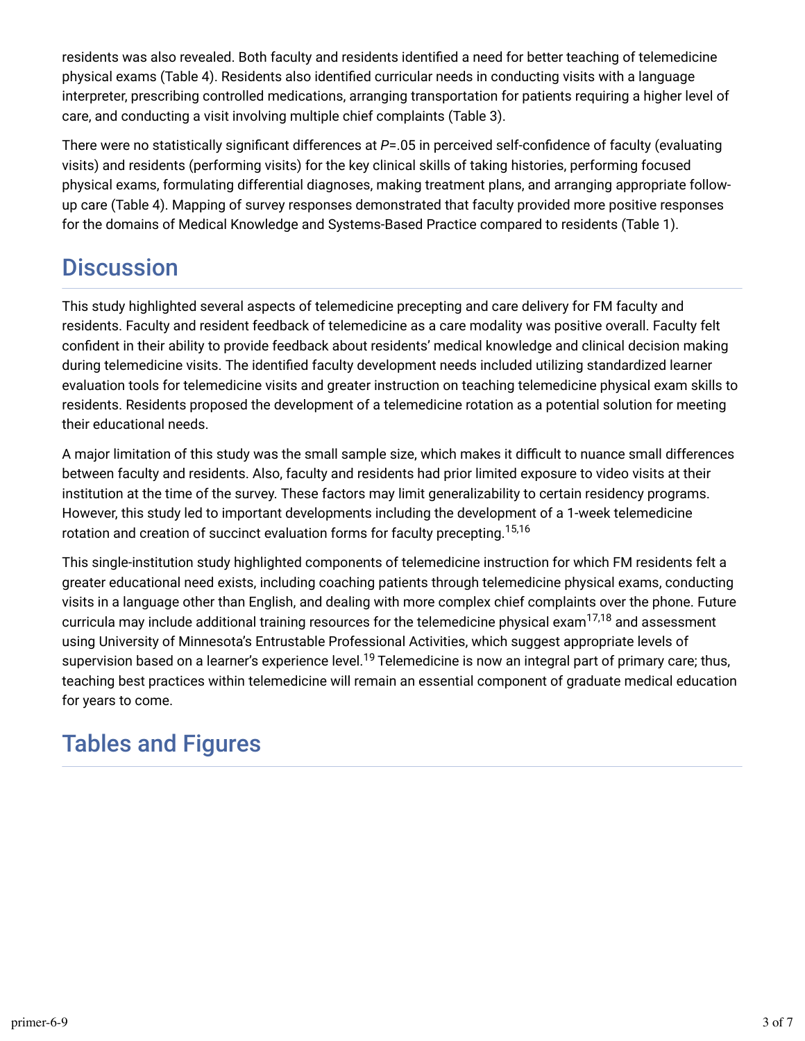residents was also revealed. Both faculty and residents identified a need for better teaching of telemedicine physical exams (Table 4). Residents also identified curricular needs in conducting visits with a language interpreter, prescribing controlled medications, arranging transportation for patients requiring a higher level of care, and conducting a visit involving multiple chief complaints (Table 3).

There were no statistically significant differences at $P$=.05 in perceived self-confidence of faculty (evaluating visits) and residents (performing visits) for the key clinical skills of taking histories, performing focused physical exams, formulating differential diagnoses, making treatment plans, and arranging appropriate follow-up care (Table 4). Mapping of survey responses demonstrated that faculty provided more positive responses for the domains of Medical Knowledge and Systems-Based Practice compared to residents (Table 1).

## Discussion

This study highlighted several aspects of telemedicine precepting and care delivery for FM faculty and residents. Faculty and resident feedback of telemedicine as a care modality was positive overall. Faculty felt confident in their ability to provide feedback about residents' medical knowledge and clinical decision making during telemedicine visits. The identified faculty development needs included utilizing standardized learner evaluation tools for telemedicine visits and greater instruction on teaching telemedicine physical exam skills to residents. Residents proposed the development of a telemedicine rotation as a potential solution for meeting their educational needs.

A major limitation of this study was the small sample size, which makes it difficult to nuance small differences between faculty and residents. Also, faculty and residents had prior limited exposure to video visits at their institution at the time of the survey. These factors may limit generalizability to certain residency programs. However, this study led to important developments including the development of a 1-week telemedicine rotation and creation of succinct evaluation forms for faculty precepting.[15,16]

This single-institution study highlighted components of telemedicine instruction for which FM residents felt a greater educational need exists, including coaching patients through telemedicine physical exams, conducting visits in a language other than English, and dealing with more complex chief complaints over the phone. Future curricula may include additional training resources for the telemedicine physical exam[17,18] and assessment using University of Minnesota's Entrustable Professional Activities, which suggest appropriate levels of supervision based on a learner's experience level.[19] Telemedicine is now an integral part of primary care; thus, teaching best practices within telemedicine will remain an essential component of graduate medical education for years to come.

## Tables and Figures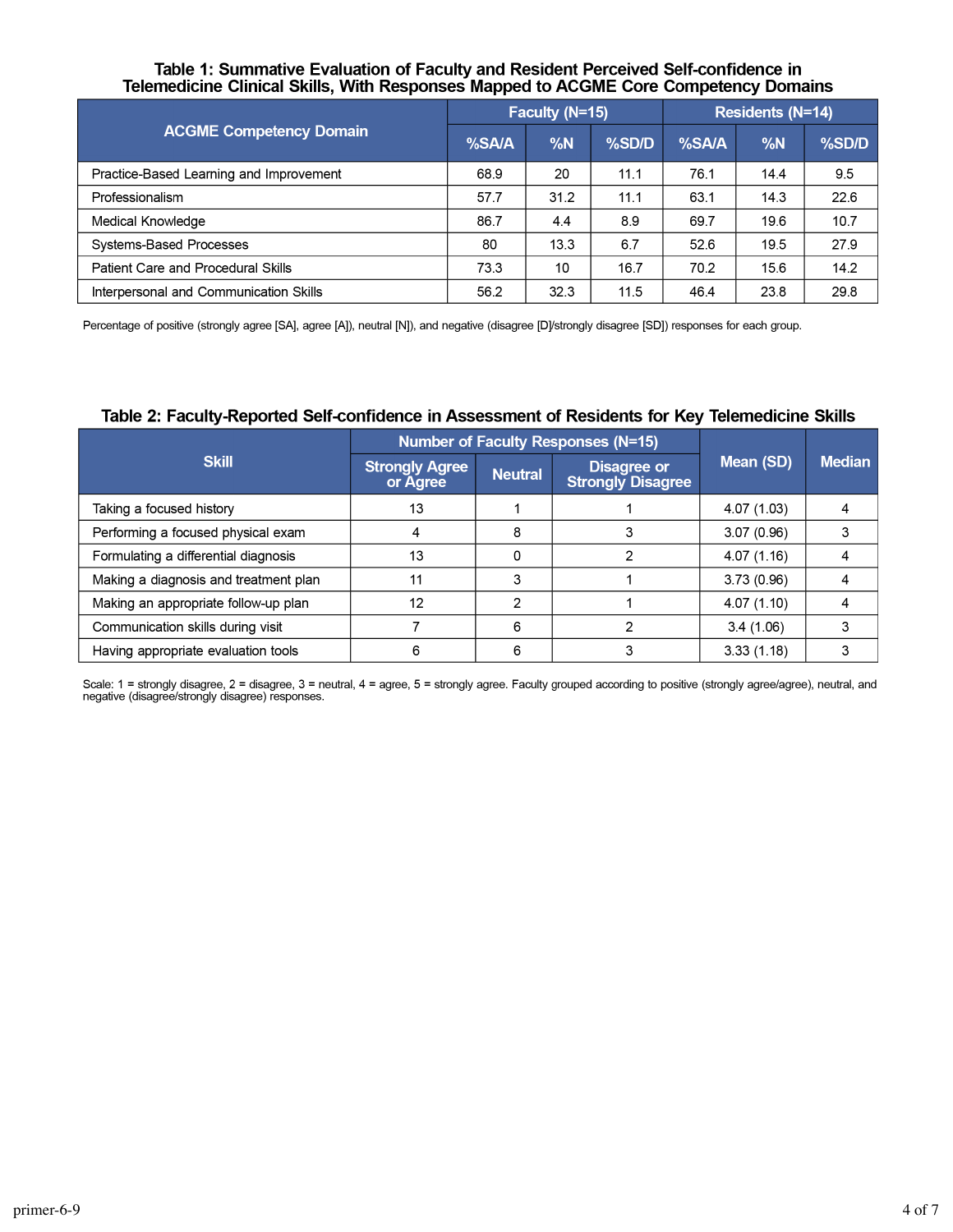**Table 1: Summative Evaluation of Faculty and Resident Perceived Self-confidence in Telemedicine Clinical Skills, With Responses Mapped to ACGME Core Competency Domains**

| ACGME Competency Domain | Faculty (N=15) | | | Residents (N=14) | | |
|---|---|---|---|---|---|---|
| | %SA/A | %N | %SD/D | %SA/A | %N | %SD/D |
| Practice-Based Learning and Improvement | 68.9 | 20 | 11.1 | 76.1 | 14.4 | 9.5 |
| Professionalism | 57.7 | 31.2 | 11.1 | 63.1 | 14.3 | 22.6 |
| Medical Knowledge | 86.7 | 4.4 | 8.9 | 69.7 | 19.6 | 10.7 |
| Systems-Based Processes | 80 | 13.3 | 6.7 | 52.6 | 19.5 | 27.9 |
| Patient Care and Procedural Skills | 73.3 | 10 | 16.7 | 70.2 | 15.6 | 14.2 |
| Interpersonal and Communication Skills | 56.2 | 32.3 | 11.5 | 46.4 | 23.8 | 29.8 |

Percentage of positive (strongly agree [SA], agree [A]), neutral [N]), and negative (disagree [D]/strongly disagree [SD]) responses for each group.

**Table 2: Faculty-Reported Self-confidence in Assessment of Residents for Key Telemedicine Skills**

| Skill | Number of Faculty Responses (N=15) | | | Mean (SD) | Median |
|---|---|---|---|---|---|
| | Strongly Agree or Agree | Neutral | Disagree or Strongly Disagree | | |
| Taking a focused history | 13 | 1 | 1 | 4.07 (1.03) | 4 |
| Performing a focused physical exam | 4 | 8 | 3 | 3.07 (0.96) | 3 |
| Formulating a differential diagnosis | 13 | 0 | 2 | 4.07 (1.16) | 4 |
| Making a diagnosis and treatment plan | 11 | 3 | 1 | 3.73 (0.96) | 4 |
| Making an appropriate follow-up plan | 12 | 2 | 1 | 4.07 (1.10) | 4 |
| Communication skills during visit | 7 | 6 | 2 | 3.4 (1.06) | 3 |
| Having appropriate evaluation tools | 6 | 6 | 3 | 3.33 (1.18) | 3 |

Scale: 1 = strongly disagree, 2 = disagree, 3 = neutral, 4 = agree, 5 = strongly agree. Faculty grouped according to positive (strongly agree/agree), neutral, and negative (disagree/strongly disagree) responses.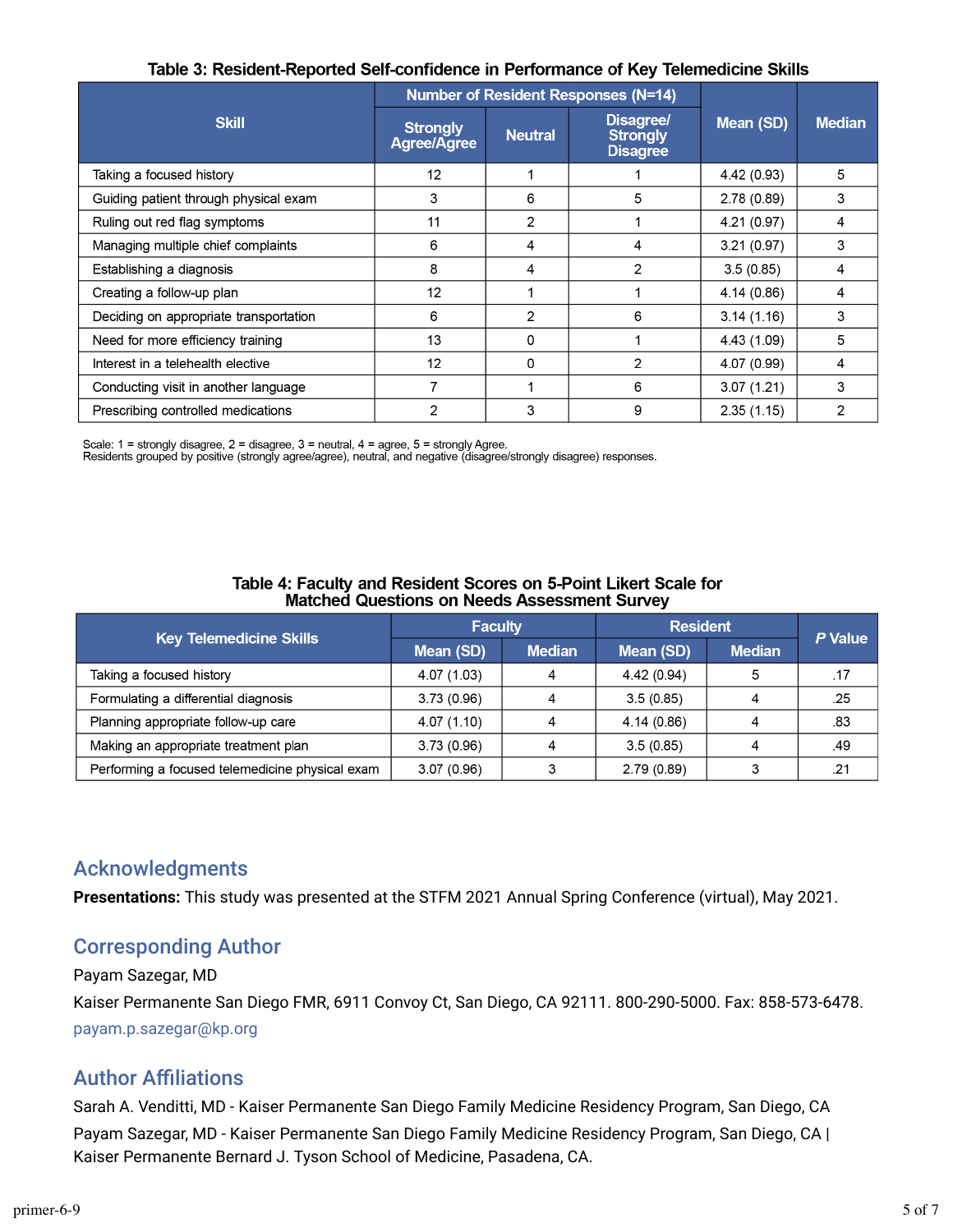**Table 3: Resident-Reported Self-confidence in Performance of Key Telemedicine Skills**

| Skill | Number of Resident Responses (N=14) | | | Mean (SD) | Median |
|---|---|---|---|---|---|
| | Strongly Agree/Agree | Neutral | Disagree/ Strongly Disagree | | |
| Taking a focused history | 12 | 1 | 1 | 4.42 (0.93) | 5 |
| Guiding patient through physical exam | 3 | 6 | 5 | 2.78 (0.89) | 3 |
| Ruling out red flag symptoms | 11 | 2 | 1 | 4.21 (0.97) | 4 |
| Managing multiple chief complaints | 6 | 4 | 4 | 3.21 (0.97) | 3 |
| Establishing a diagnosis | 8 | 4 | 2 | 3.5 (0.85) | 4 |
| Creating a follow-up plan | 12 | 1 | 1 | 4.14 (0.86) | 4 |
| Deciding on appropriate transportation | 6 | 2 | 6 | 3.14 (1.16) | 3 |
| Need for more efficiency training | 13 | 0 | 1 | 4.43 (1.09) | 5 |
| Interest in a telehealth elective | 12 | 0 | 2 | 4.07 (0.99) | 4 |
| Conducting visit in another language | 7 | 1 | 6 | 3.07 (1.21) | 3 |
| Prescribing controlled medications | 2 | 3 | 9 | 2.35 (1.15) | 2 |

Scale: 1 = strongly disagree, 2 = disagree, 3 = neutral, 4 = agree, 5 = strongly Agree.
Residents grouped by positive (strongly agree/agree), neutral, and negative (disagree/strongly disagree) responses.

**Table 4: Faculty and Resident Scores on 5-Point Likert Scale for Matched Questions on Needs Assessment Survey**

| Key Telemedicine Skills | Faculty | | Resident | | *P* Value |
|---|---|---|---|---|---|
| | Mean (SD) | Median | Mean (SD) | Median | |
| Taking a focused history | 4.07 (1.03) | 4 | 4.42 (0.94) | 5 | .17 |
| Formulating a differential diagnosis | 3.73 (0.96) | 4 | 3.5 (0.85) | 4 | .25 |
| Planning appropriate follow-up care | 4.07 (1.10) | 4 | 4.14 (0.86) | 4 | .83 |
| Making an appropriate treatment plan | 3.73 (0.96) | 4 | 3.5 (0.85) | 4 | .49 |
| Performing a focused telemedicine physical exam | 3.07 (0.96) | 3 | 2.79 (0.89) | 3 | .21 |

## Acknowledgments

**Presentations:** This study was presented at the STFM 2021 Annual Spring Conference (virtual), May 2021.

## Corresponding Author

Payam Sazegar, MD

Kaiser Permanente San Diego FMR, 6911 Convoy Ct, San Diego, CA 92111. 800-290-5000. Fax: 858-573-6478.

payam.p.sazegar@kp.org

## Author Affiliations

Sarah A. Venditti, MD - Kaiser Permanente San Diego Family Medicine Residency Program, San Diego, CA

Payam Sazegar, MD - Kaiser Permanente San Diego Family Medicine Residency Program, San Diego, CA | Kaiser Permanente Bernard J. Tyson School of Medicine, Pasadena, CA.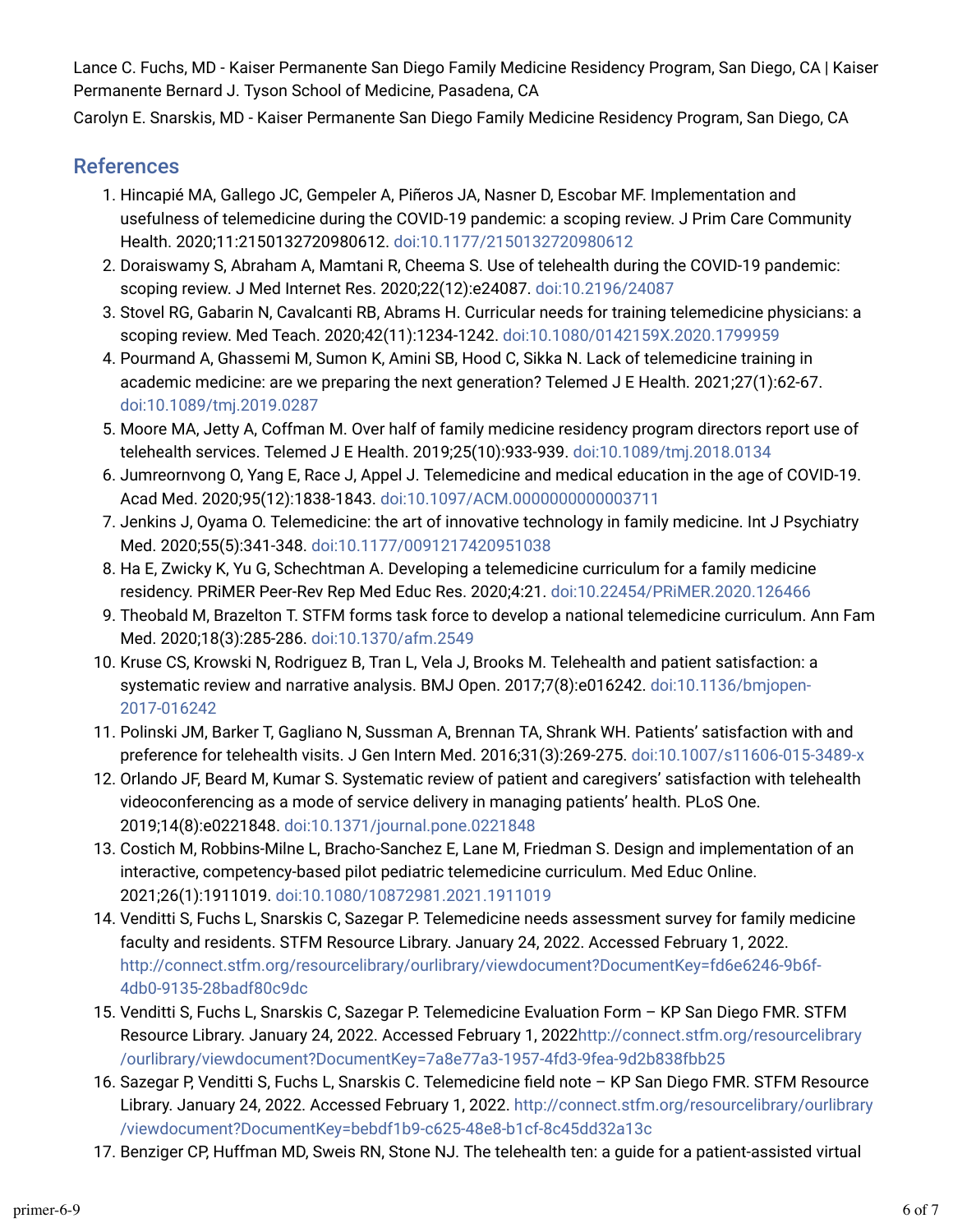Lance C. Fuchs, MD - Kaiser Permanente San Diego Family Medicine Residency Program, San Diego, CA | Kaiser Permanente Bernard J. Tyson School of Medicine, Pasadena, CA

Carolyn E. Snarskis, MD - Kaiser Permanente San Diego Family Medicine Residency Program, San Diego, CA

## References

1. Hincapié MA, Gallego JC, Gempeler A, Piñeros JA, Nasner D, Escobar MF. Implementation and usefulness of telemedicine during the COVID-19 pandemic: a scoping review. J Prim Care Community Health. 2020;11:2150132720980612. doi:10.1177/2150132720980612
2. Doraiswamy S, Abraham A, Mamtani R, Cheema S. Use of telehealth during the COVID-19 pandemic: scoping review. J Med Internet Res. 2020;22(12):e24087. doi:10.2196/24087
3. Stovel RG, Gabarin N, Cavalcanti RB, Abrams H. Curricular needs for training telemedicine physicians: a scoping review. Med Teach. 2020;42(11):1234-1242. doi:10.1080/0142159X.2020.1799959
4. Pourmand A, Ghassemi M, Sumon K, Amini SB, Hood C, Sikka N. Lack of telemedicine training in academic medicine: are we preparing the next generation? Telemed J E Health. 2021;27(1):62-67. doi:10.1089/tmj.2019.0287
5. Moore MA, Jetty A, Coffman M. Over half of family medicine residency program directors report use of telehealth services. Telemed J E Health. 2019;25(10):933-939. doi:10.1089/tmj.2018.0134
6. Jumreornvong O, Yang E, Race J, Appel J. Telemedicine and medical education in the age of COVID-19. Acad Med. 2020;95(12):1838-1843. doi:10.1097/ACM.0000000000003711
7. Jenkins J, Oyama O. Telemedicine: the art of innovative technology in family medicine. Int J Psychiatry Med. 2020;55(5):341-348. doi:10.1177/0091217420951038
8. Ha E, Zwicky K, Yu G, Schechtman A. Developing a telemedicine curriculum for a family medicine residency. PRiMER Peer-Rev Rep Med Educ Res. 2020;4:21. doi:10.22454/PRiMER.2020.126466
9. Theobald M, Brazelton T. STFM forms task force to develop a national telemedicine curriculum. Ann Fam Med. 2020;18(3):285-286. doi:10.1370/afm.2549
10. Kruse CS, Krowski N, Rodriguez B, Tran L, Vela J, Brooks M. Telehealth and patient satisfaction: a systematic review and narrative analysis. BMJ Open. 2017;7(8):e016242. doi:10.1136/bmjopen-2017-016242
11. Polinski JM, Barker T, Gagliano N, Sussman A, Brennan TA, Shrank WH. Patients' satisfaction with and preference for telehealth visits. J Gen Intern Med. 2016;31(3):269-275. doi:10.1007/s11606-015-3489-x
12. Orlando JF, Beard M, Kumar S. Systematic review of patient and caregivers' satisfaction with telehealth videoconferencing as a mode of service delivery in managing patients' health. PLoS One. 2019;14(8):e0221848. doi:10.1371/journal.pone.0221848
13. Costich M, Robbins-Milne L, Bracho-Sanchez E, Lane M, Friedman S. Design and implementation of an interactive, competency-based pilot pediatric telemedicine curriculum. Med Educ Online. 2021;26(1):1911019. doi:10.1080/10872981.2021.1911019
14. Venditti S, Fuchs L, Snarskis C, Sazegar P. Telemedicine needs assessment survey for family medicine faculty and residents. STFM Resource Library. January 24, 2022. Accessed February 1, 2022. http://connect.stfm.org/resourcelibrary/ourlibrary/viewdocument?DocumentKey=fd6e6246-9b6f-4db0-9135-28badf80c9dc
15. Venditti S, Fuchs L, Snarskis C, Sazegar P. Telemedicine Evaluation Form – KP San Diego FMR. STFM Resource Library. January 24, 2022. Accessed February 1, 2022http://connect.stfm.org/resourcelibrary/ourlibrary/viewdocument?DocumentKey=7a8e77a3-1957-4fd3-9fea-9d2b838fbb25
16. Sazegar P, Venditti S, Fuchs L, Snarskis C. Telemedicine field note – KP San Diego FMR. STFM Resource Library. January 24, 2022. Accessed February 1, 2022. http://connect.stfm.org/resourcelibrary/ourlibrary/viewdocument?DocumentKey=bebdf1b9-c625-48e8-b1cf-8c45dd32a13c
17. Benziger CP, Huffman MD, Sweis RN, Stone NJ. The telehealth ten: a guide for a patient-assisted virtual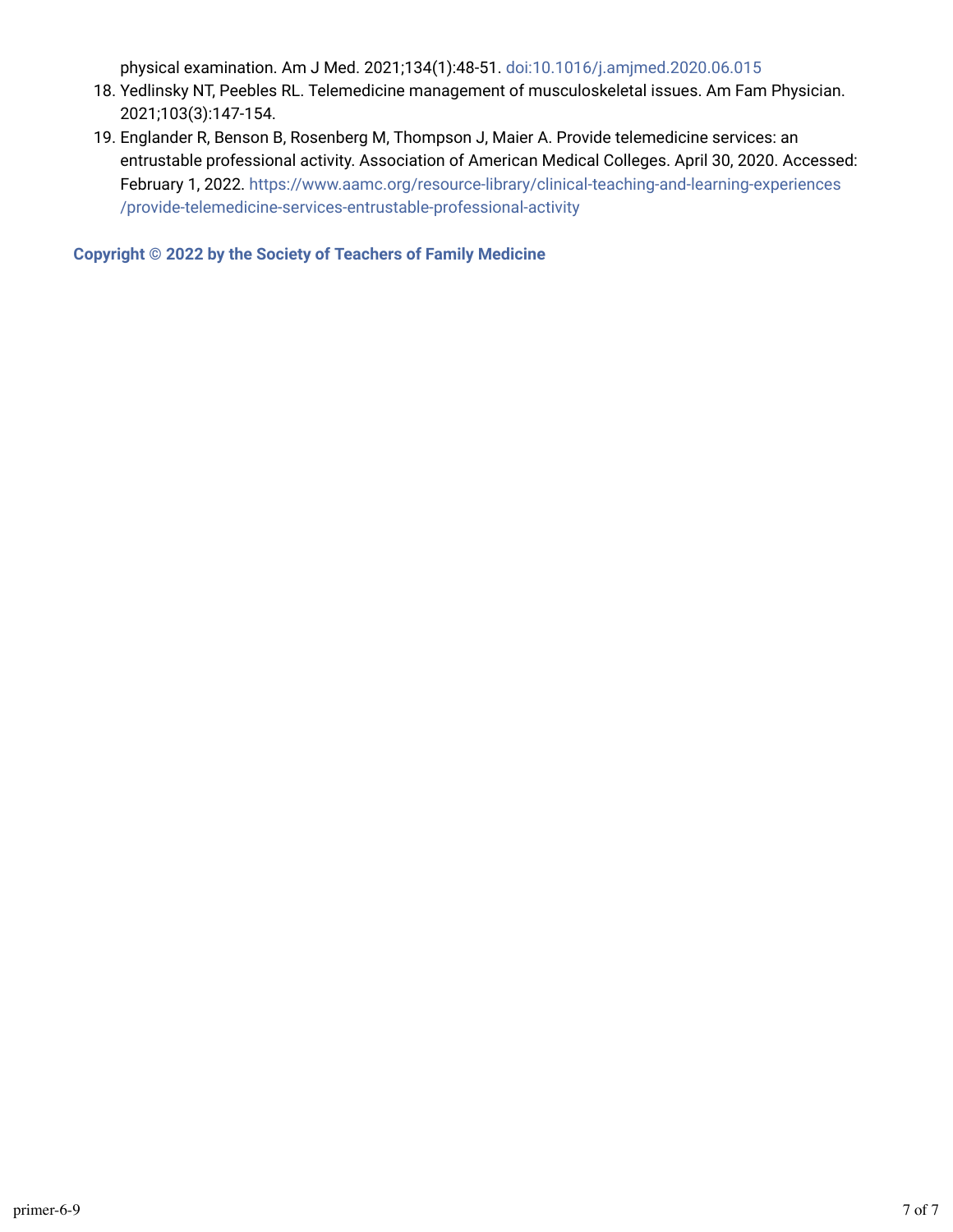physical examination. Am J Med. 2021;134(1):48-51. doi:10.1016/j.amjmed.2020.06.015

18. Yedlinsky NT, Peebles RL. Telemedicine management of musculoskeletal issues. Am Fam Physician. 2021;103(3):147-154.
19. Englander R, Benson B, Rosenberg M, Thompson J, Maier A. Provide telemedicine services: an entrustable professional activity. Association of American Medical Colleges. April 30, 2020. Accessed: February 1, 2022. https://www.aamc.org/resource-library/clinical-teaching-and-learning-experiences/provide-telemedicine-services-entrustable-professional-activity

**Copyright © 2022 by the Society of Teachers of Family Medicine**